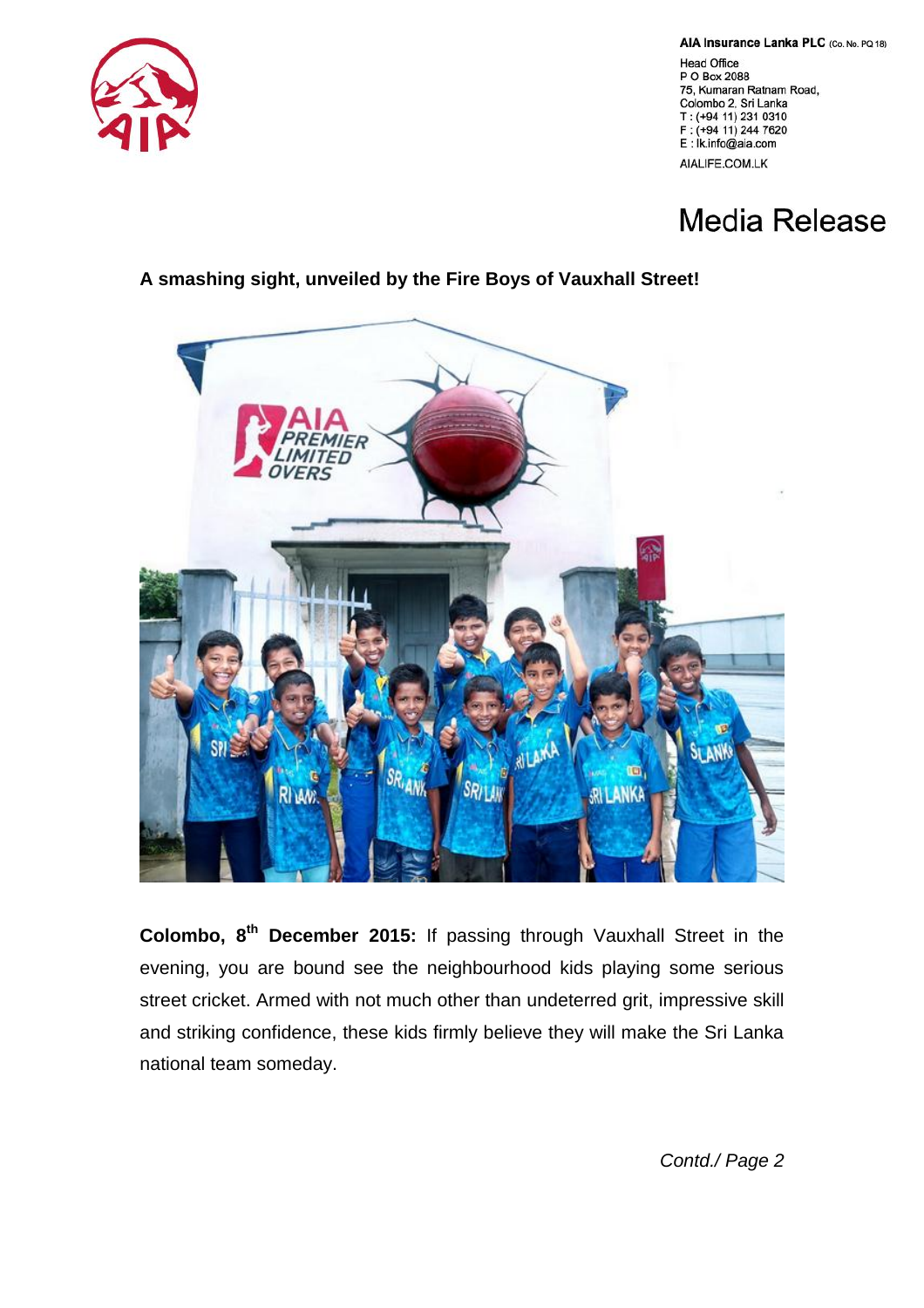**AIA Insurance Lanka PLC** (Co. No. PQ 18)

Head Office
P O Box 2088
75, Kumaran Ratnam Road,
Colombo 2, Sri Lanka
T : (+94 11) 231 0310
F : (+94 11) 244 7620
E : lk.info@aia.com

AIALIFE.COM.LK

# Media Release

**A smashing sight, unveiled by the Fire Boys of Vauxhall Street!**

**Colombo, 8th December 2015:** If passing through Vauxhall Street in the evening, you are bound see the neighbourhood kids playing some serious street cricket. Armed with not much other than undeterred grit, impressive skill and striking confidence, these kids firmly believe they will make the Sri Lanka national team someday.

*Contd./ Page 2*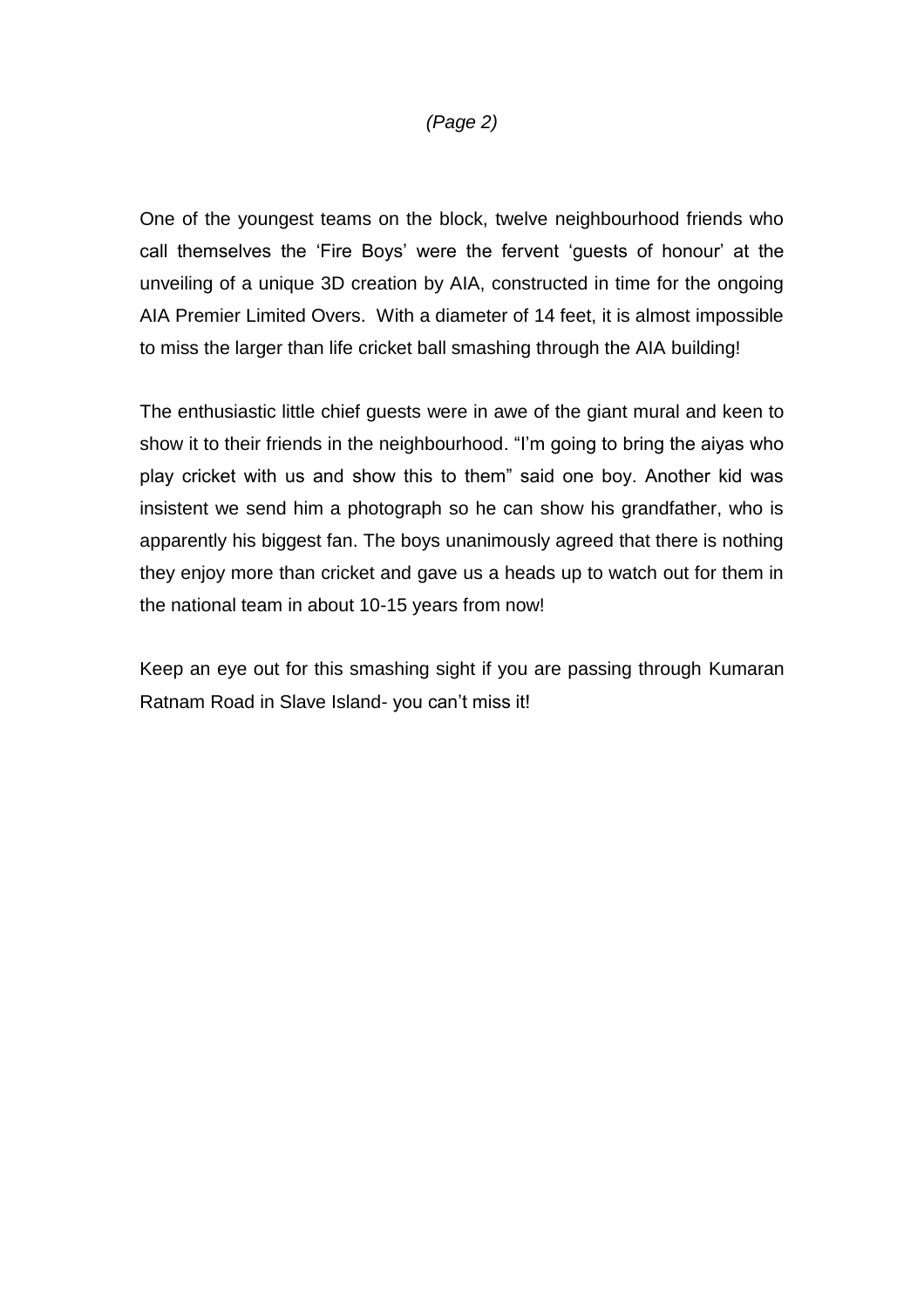One of the youngest teams on the block, twelve neighbourhood friends who call themselves the 'Fire Boys' were the fervent 'guests of honour' at the unveiling of a unique 3D creation by AIA, constructed in time for the ongoing AIA Premier Limited Overs. With a diameter of 14 feet, it is almost impossible to miss the larger than life cricket ball smashing through the AIA building!

The enthusiastic little chief guests were in awe of the giant mural and keen to show it to their friends in the neighbourhood. "I'm going to bring the aiyas who play cricket with us and show this to them" said one boy. Another kid was insistent we send him a photograph so he can show his grandfather, who is apparently his biggest fan. The boys unanimously agreed that there is nothing they enjoy more than cricket and gave us a heads up to watch out for them in the national team in about 10-15 years from now!

Keep an eye out for this smashing sight if you are passing through Kumaran Ratnam Road in Slave Island- you can't miss it!